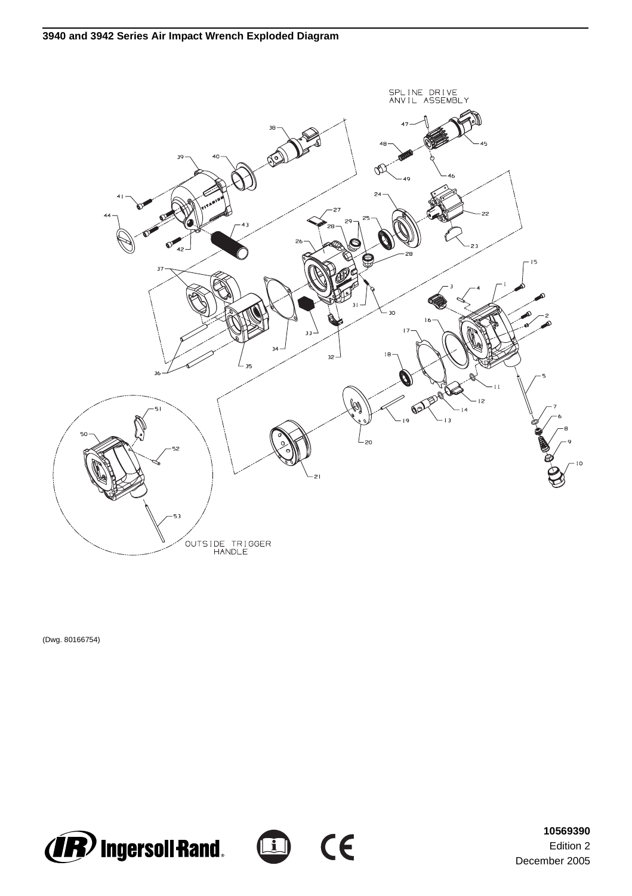## 3940 and 3942 Series Air Impact Wrench Exploded Diagram

(Dwg. 80166754)

**10569390**
Edition 2
December 2005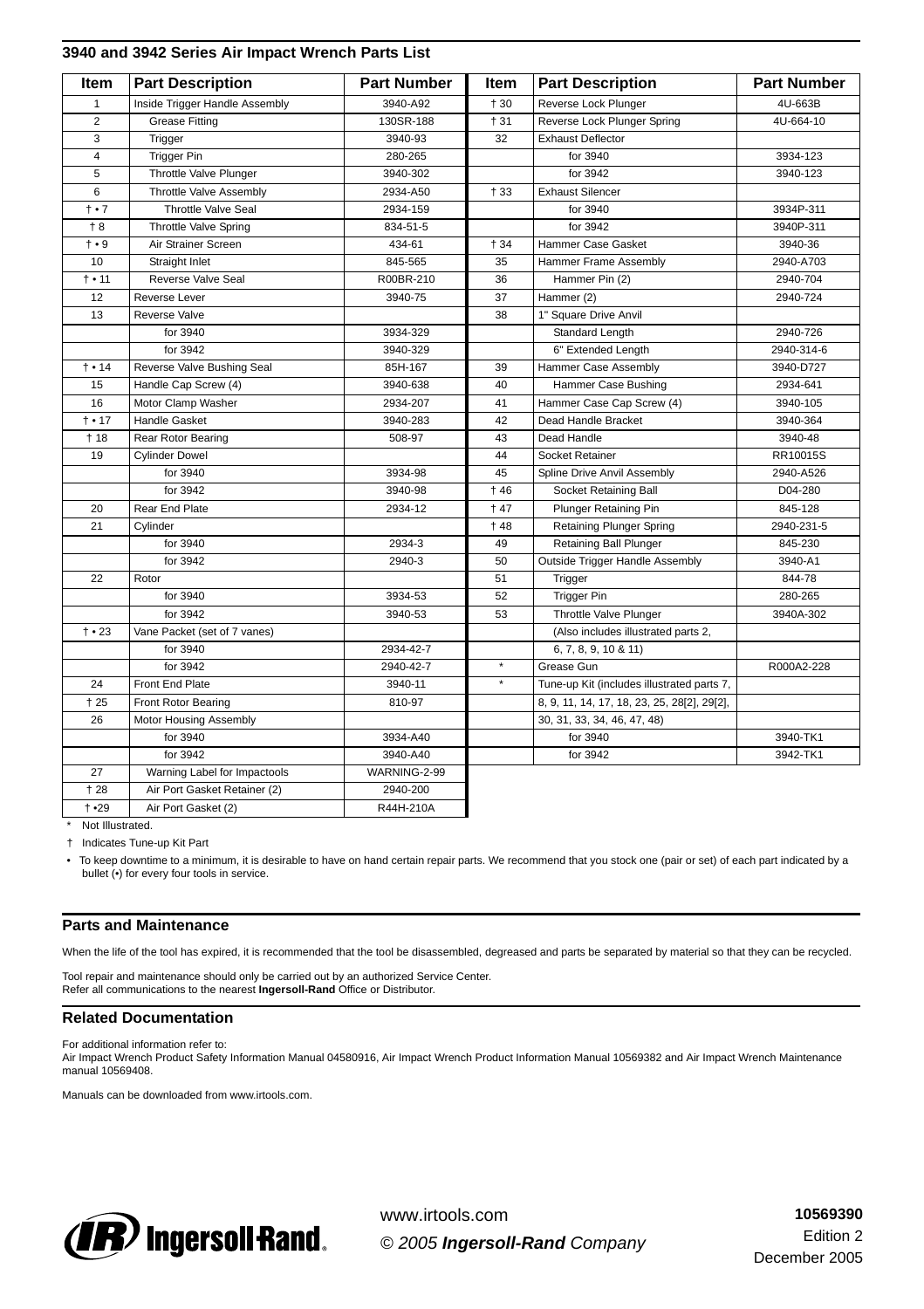### 3940 and 3942 Series Air Impact Wrench Parts List

| Item | Part Description | Part Number | Item | Part Description | Part Number |
|---|---|---|---|---|---|
| 1 | Inside Trigger Handle Assembly | 3940-A92 | † 30 | Reverse Lock Plunger | 4U-663B |
| 2 | Grease Fitting | 130SR-188 | † 31 | Reverse Lock Plunger Spring | 4U-664-10 |
| 3 | Trigger | 3940-93 | 32 | Exhaust Deflector | |
| 4 | Trigger Pin | 280-265 | | for 3940 | 3934-123 |
| 5 | Throttle Valve Plunger | 3940-302 | | for 3942 | 3940-123 |
| 6 | Throttle Valve Assembly | 2934-A50 | † 33 | Exhaust Silencer | |
| † • 7 | Throttle Valve Seal | 2934-159 | | for 3940 | 3934P-311 |
| † 8 | Throttle Valve Spring | 834-51-5 | | for 3942 | 3940P-311 |
| † • 9 | Air Strainer Screen | 434-61 | † 34 | Hammer Case Gasket | 3940-36 |
| 10 | Straight Inlet | 845-565 | 35 | Hammer Frame Assembly | 2940-A703 |
| † • 11 | Reverse Valve Seal | R00BR-210 | 36 | Hammer Pin (2) | 2940-704 |
| 12 | Reverse Lever | 3940-75 | 37 | Hammer (2) | 2940-724 |
| 13 | Reverse Valve | | 38 | 1" Square Drive Anvil | |
| | for 3940 | 3934-329 | | Standard Length | 2940-726 |
| | for 3942 | 3940-329 | | 6" Extended Length | 2940-314-6 |
| † • 14 | Reverse Valve Bushing Seal | 85H-167 | 39 | Hammer Case Assembly | 3940-D727 |
| 15 | Handle Cap Screw (4) | 3940-638 | 40 | Hammer Case Bushing | 2934-641 |
| 16 | Motor Clamp Washer | 2934-207 | 41 | Hammer Case Cap Screw (4) | 3940-105 |
| † • 17 | Handle Gasket | 3940-283 | 42 | Dead Handle Bracket | 3940-364 |
| † 18 | Rear Rotor Bearing | 508-97 | 43 | Dead Handle | 3940-48 |
| 19 | Cylinder Dowel | | 44 | Socket Retainer | RR10015S |
| | for 3940 | 3934-98 | 45 | Spline Drive Anvil Assembly | 2940-A526 |
| | for 3942 | 3940-98 | † 46 | Socket Retaining Ball | D04-280 |
| 20 | Rear End Plate | 2934-12 | † 47 | Plunger Retaining Pin | 845-128 |
| 21 | Cylinder | | † 48 | Retaining Plunger Spring | 2940-231-5 |
| | for 3940 | 2934-3 | 49 | Retaining Ball Plunger | 845-230 |
| | for 3942 | 2940-3 | 50 | Outside Trigger Handle Assembly | 3940-A1 |
| 22 | Rotor | | 51 | Trigger | 844-78 |
| | for 3940 | 3934-53 | 52 | Trigger Pin | 280-265 |
| | for 3942 | 3940-53 | 53 | Throttle Valve Plunger | 3940A-302 |
| † • 23 | Vane Packet (set of 7 vanes) | | | (Also includes illustrated parts 2, | |
| | for 3940 | 2934-42-7 | | 6, 7, 8, 9, 10 & 11) | |
| | for 3942 | 2940-42-7 | * | Grease Gun | R000A2-228 |
| 24 | Front End Plate | 3940-11 | * | Tune-up Kit (includes illustrated parts 7, | |
| † 25 | Front Rotor Bearing | 810-97 | | 8, 9, 11, 14, 17, 18, 23, 25, 28[2], 29[2], | |
| 26 | Motor Housing Assembly | | | 30, 31, 33, 34, 46, 47, 48) | |
| | for 3940 | 3934-A40 | | for 3940 | 3940-TK1 |
| | for 3942 | 3940-A40 | | for 3942 | 3942-TK1 |
| 27 | Warning Label for Impactools | WARNING-2-99 | | | |
| † 28 | Air Port Gasket Retainer (2) | 2940-200 | | | |
| † •29 | Air Port Gasket (2) | R44H-210A | | | |

\* Not Illustrated.

† Indicates Tune-up Kit Part

• To keep downtime to a minimum, it is desirable to have on hand certain repair parts. We recommend that you stock one (pair or set) of each part indicated by a bullet (•) for every four tools in service.

### Parts and Maintenance

When the life of the tool has expired, it is recommended that the tool be disassembled, degreased and parts be separated by material so that they can be recycled.

Tool repair and maintenance should only be carried out by an authorized Service Center.
Refer all communications to the nearest **Ingersoll-Rand** Office or Distributor.

### Related Documentation

For additional information refer to:
Air Impact Wrench Product Safety Information Manual 04580916, Air Impact Wrench Product Information Manual 10569382 and Air Impact Wrench Maintenance manual 10569408.

Manuals can be downloaded from www.irtools.com.

Ingersoll Rand

www.irtools.com

© 2005 ***Ingersoll-Rand*** *Company*

**10569390**
Edition 2
December 2005